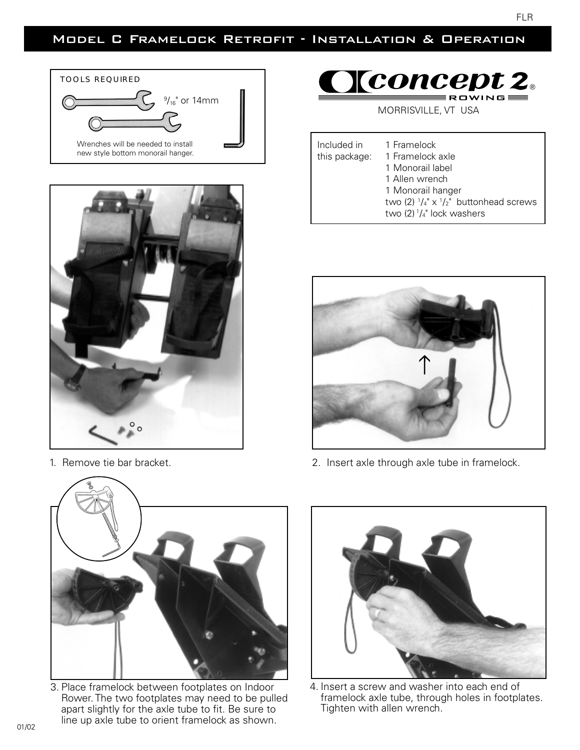# Model C Framelock Retrofit - Installation & Operation

**TOOLS REQUIRED**

9/16" or 14mm

Wrenches will be needed to install new style bottom monorail hanger.

**Concept 2 Rowing**
MORRISVILLE, VT USA

| Included in this package: | 1 Framelock |
|---|---|
| | 1 Framelock axle |
| | 1 Monorail label |
| | 1 Allen wrench |
| | 1 Monorail hanger |
| | two (2) 1/4" x 1/2" buttonhead screws |
| | two (2) 1/4" lock washers |

1. Remove tie bar bracket.

2. Insert axle through axle tube in framelock.

3. Place framelock between footplates on Indoor Rower. The two footplates may need to be pulled apart slightly for the axle tube to fit. Be sure to line up axle tube to orient framelock as shown.

4. Insert a screw and washer into each end of framelock axle tube, through holes in footplates. Tighten with allen wrench.

01/02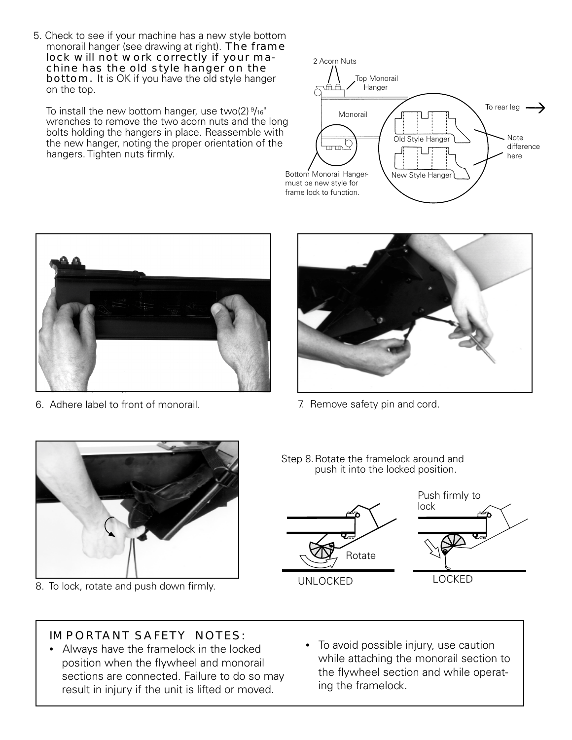5. Check to see if your machine has a new style bottom monorail hanger (see drawing at right). **The frame lock will not work correctly if your machine has the old style hanger on the bottom.** It is OK if you have the old style hanger on the top.

   To install the new bottom hanger, use two(2) 9/16" wrenches to remove the two acorn nuts and the long bolts holding the hangers in place. Reassemble with the new hanger, noting the proper orientation of the hangers. Tighten nuts firmly.

2 Acorn Nuts

Top Monorail Hanger

Monorail

To rear leg

Old Style Hanger

New Style Hanger

Note difference here

Bottom Monorail Hanger- must be new style for frame lock to function.

6. Adhere label to front of monorail.

7. Remove safety pin and cord.

8. To lock, rotate and push down firmly.

Step 8. Rotate the framelock around and push it into the locked position.

Rotate

UNLOCKED

Push firmly to lock

LOCKED

**IMPORTANT SAFETY NOTES:**

- Always have the framelock in the locked position when the flywheel and monorail sections are connected. Failure to do so may result in injury if the unit is lifted or moved.
- To avoid possible injury, use caution while attaching the monorail section to the flywheel section and while operating the framelock.